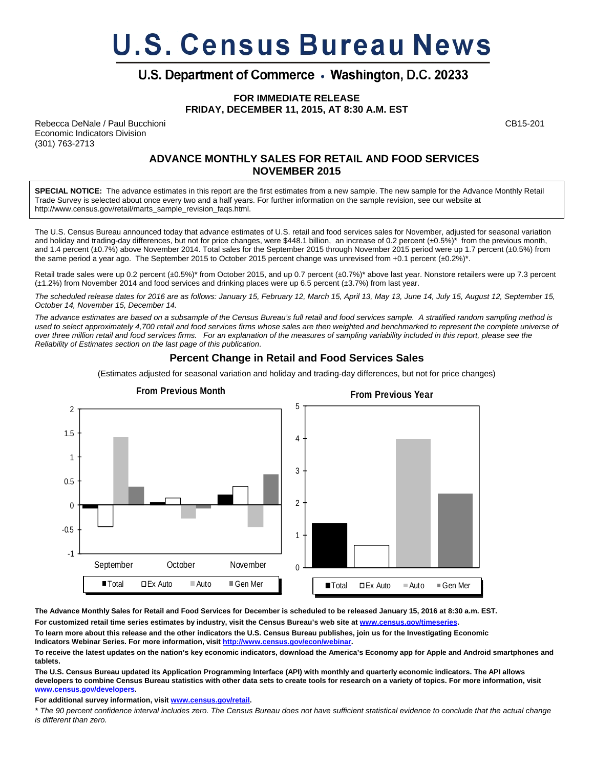# U.S. Census Bureau News

## U.S. Department of Commerce • Washington, D.C. 20233

**FOR IMMEDIATE RELEASE**
**FRIDAY, DECEMBER 11, 2015, AT 8:30 A.M. EST**

Rebecca DeNale / Paul Bucchioni
Economic Indicators Division
(301) 763-2713

CB15-201

## ADVANCE MONTHLY SALES FOR RETAIL AND FOOD SERVICES NOVEMBER 2015

**SPECIAL NOTICE:** The advance estimates in this report are the first estimates from a new sample. The new sample for the Advance Monthly Retail Trade Survey is selected about once every two and a half years. For further information on the sample revision, see our website at http://www.census.gov/retail/marts_sample_revision_faqs.html.

The U.S. Census Bureau announced today that advance estimates of U.S. retail and food services sales for November, adjusted for seasonal variation and holiday and trading-day differences, but not for price changes, were $448.1 billion, an increase of 0.2 percent (±0.5%)* from the previous month, and 1.4 percent (±0.7%) above November 2014. Total sales for the September 2015 through November 2015 period were up 1.7 percent (±0.5%) from the same period a year ago. The September 2015 to October 2015 percent change was unrevised from +0.1 percent (±0.2%)*.

Retail trade sales were up 0.2 percent (±0.5%)* from October 2015, and up 0.7 percent (±0.7%)* above last year. Nonstore retailers were up 7.3 percent (±1.2%) from November 2014 and food services and drinking places were up 6.5 percent (±3.7%) from last year.

*The scheduled release dates for 2016 are as follows: January 15, February 12, March 15, April 13, May 13, June 14, July 15, August 12, September 15, October 14, November 15, December 14.*

*The advance estimates are based on a subsample of the Census Bureau's full retail and food services sample. A stratified random sampling method is used to select approximately 4,700 retail and food services firms whose sales are then weighted and benchmarked to represent the complete universe of over three million retail and food services firms. For an explanation of the measures of sampling variability included in this report, please see the Reliability of Estimates section on the last page of this publication.*

### Percent Change in Retail and Food Services Sales

(Estimates adjusted for seasonal variation and holiday and trading-day differences, but not for price changes)

**From Previous Month** — Total, Ex Auto, Auto, Gen Mer (September, October, November)

**From Previous Year** — Total, Ex Auto, Auto, Gen Mer

**The Advance Monthly Sales for Retail and Food Services for December is scheduled to be released January 15, 2016 at 8:30 a.m. EST.**

**For customized retail time series estimates by industry, visit the Census Bureau's web site at [www.census.gov/timeseries](www.census.gov/timeseries).**

**To learn more about this release and the other indicators the U.S. Census Bureau publishes, join us for the Investigating Economic Indicators Webinar Series. For more information, visit [http://www.census.gov/econ/webinar](http://www.census.gov/econ/webinar).**

**To receive the latest updates on the nation's key economic indicators, download the America's Economy app for Apple and Android smartphones and tablets.**

**The U.S. Census Bureau updated its Application Programming Interface (API) with monthly and quarterly economic indicators. The API allows developers to combine Census Bureau statistics with other data sets to create tools for research on a variety of topics. For more information, visit [www.census.gov/developers](www.census.gov/developers).**

**For additional survey information, visit [www.census.gov/retail](www.census.gov/retail).**

*\* The 90 percent confidence interval includes zero. The Census Bureau does not have sufficient statistical evidence to conclude that the actual change is different than zero.*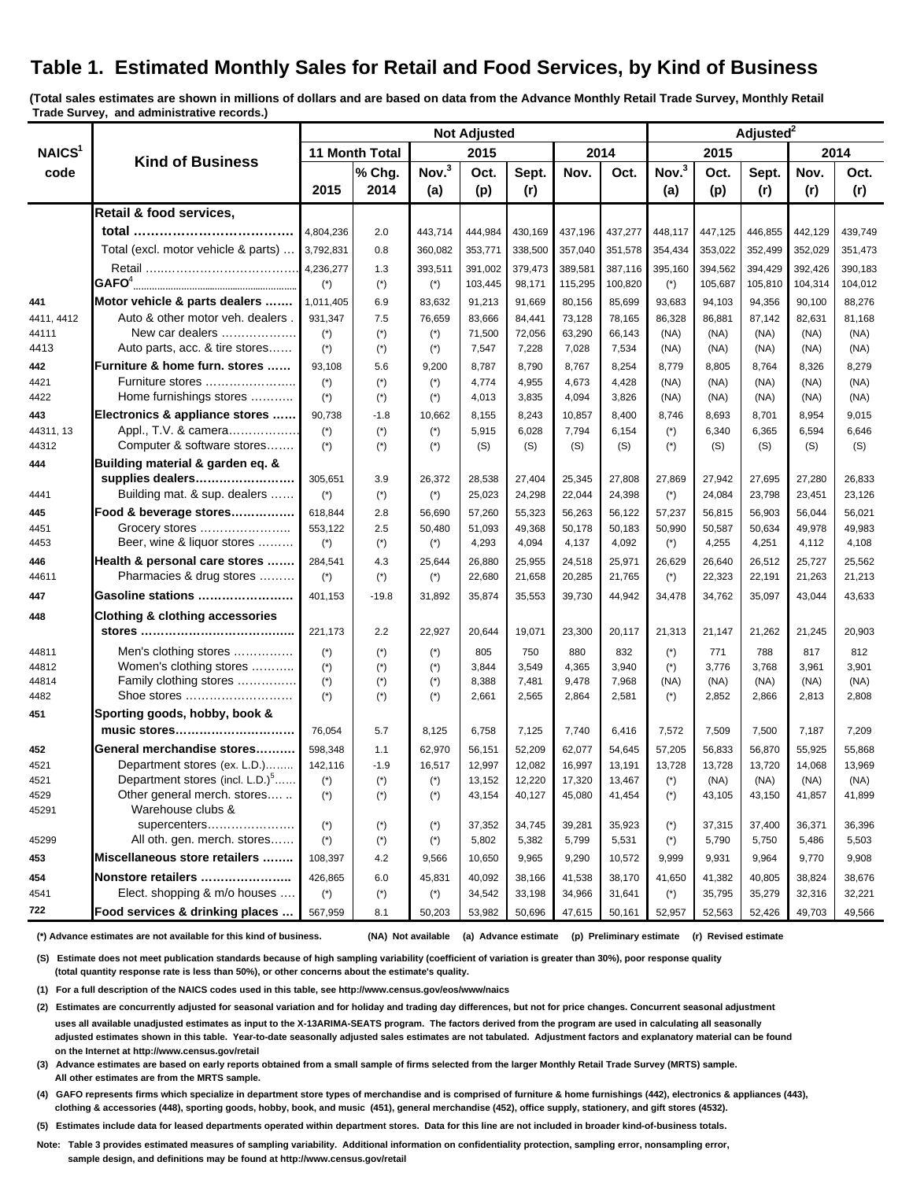# Table 1. Estimated Monthly Sales for Retail and Food Services, by Kind of Business

**(Total sales estimates are shown in millions of dollars and are based on data from the Advance Monthly Retail Trade Survey, Monthly Retail Trade Survey, and administrative records.)**

| NAICS[1] code | Kind of Business | Not Adjusted | | | | | | | Adjusted[2] | | | | |
|---|---|---|---|---|---|---|---|---|---|---|---|---|---|
| | | 11 Month Total | | 2015 | | | 2014 | | 2015 | | | 2014 | |
| | | 2015 | % Chg. 2014 | Nov.[3] (a) | Oct. (p) | Sept. (r) | Nov. | Oct. | Nov.[3] (a) | Oct. (p) | Sept. (r) | Nov. (r) | Oct. (r) |
| | **Retail & food services, total** | 4,804,236 | 2.0 | 443,714 | 444,984 | 430,169 | 437,196 | 437,277 | 448,117 | 447,125 | 446,855 | 442,129 | 439,749 |
| | Total (excl. motor vehicle & parts) | 3,792,831 | 0.8 | 360,082 | 353,771 | 338,500 | 357,040 | 351,578 | 354,434 | 353,022 | 352,499 | 352,029 | 351,473 |
| | Retail | 4,236,277 | 1.3 | 393,511 | 391,002 | 379,473 | 389,581 | 387,116 | 395,160 | 394,562 | 394,429 | 392,426 | 390,183 |
| | **GAFO**[4] | (*) | (*) | (*) | 103,445 | 98,171 | 115,295 | 100,820 | (*) | 105,687 | 105,810 | 104,314 | 104,012 |
| 441 | **Motor vehicle & parts dealers** | 1,011,405 | 6.9 | 83,632 | 91,213 | 91,669 | 80,156 | 85,699 | 93,683 | 94,103 | 94,356 | 90,100 | 88,276 |
| 4411, 4412 | Auto & other motor veh. dealers | 931,347 | 7.5 | 76,659 | 83,666 | 84,441 | 73,128 | 78,165 | 86,328 | 86,881 | 87,142 | 82,631 | 81,168 |
| 44111 | New car dealers | (*) | (*) | (*) | 71,500 | 72,056 | 63,290 | 66,143 | (NA) | (NA) | (NA) | (NA) | (NA) |
| 4413 | Auto parts, acc. & tire stores | (*) | (*) | (*) | 7,547 | 7,228 | 7,028 | 7,534 | (NA) | (NA) | (NA) | (NA) | (NA) |
| 442 | **Furniture & home furn. stores** | 93,108 | 5.6 | 9,200 | 8,787 | 8,790 | 8,767 | 8,254 | 8,779 | 8,805 | 8,764 | 8,326 | 8,279 |
| 4421 | Furniture stores | (*) | (*) | (*) | 4,774 | 4,955 | 4,673 | 4,428 | (NA) | (NA) | (NA) | (NA) | (NA) |
| 4422 | Home furnishings stores | (*) | (*) | (*) | 4,013 | 3,835 | 4,094 | 3,826 | (NA) | (NA) | (NA) | (NA) | (NA) |
| 443 | **Electronics & appliance stores** | 90,738 | -1.8 | 10,662 | 8,155 | 8,243 | 10,857 | 8,400 | 8,746 | 8,693 | 8,701 | 8,954 | 9,015 |
| 44311, 13 | Appl., T.V. & camera | (*) | (*) | (*) | 5,915 | 6,028 | 7,794 | 6,154 | (*) | 6,340 | 6,365 | 6,594 | 6,646 |
| 44312 | Computer & software stores | (*) | (*) | (*) | (S) | (S) | (S) | (S) | (*) | (S) | (S) | (S) | (S) |
| 444 | **Building material & garden eq. & supplies dealers** | 305,651 | 3.9 | 26,372 | 28,538 | 27,404 | 25,345 | 27,808 | 27,869 | 27,942 | 27,695 | 27,280 | 26,833 |
| 4441 | Building mat. & sup. dealers | (*) | (*) | (*) | 25,023 | 24,298 | 22,044 | 24,398 | (*) | 24,084 | 23,798 | 23,451 | 23,126 |
| 445 | **Food & beverage stores** | 618,844 | 2.8 | 56,690 | 57,260 | 55,323 | 56,263 | 56,122 | 57,237 | 56,815 | 56,903 | 56,044 | 56,021 |
| 4451 | Grocery stores | 553,122 | 2.5 | 50,480 | 51,093 | 49,368 | 50,178 | 50,183 | 50,990 | 50,587 | 50,634 | 49,978 | 49,983 |
| 4453 | Beer, wine & liquor stores | (*) | (*) | (*) | 4,293 | 4,094 | 4,137 | 4,092 | (*) | 4,255 | 4,251 | 4,112 | 4,108 |
| 446 | **Health & personal care stores** | 284,541 | 4.3 | 25,644 | 26,880 | 25,955 | 24,518 | 25,971 | 26,629 | 26,640 | 26,512 | 25,727 | 25,562 |
| 44611 | Pharmacies & drug stores | (*) | (*) | (*) | 22,680 | 21,658 | 20,285 | 21,765 | (*) | 22,323 | 22,191 | 21,263 | 21,213 |
| 447 | **Gasoline stations** | 401,153 | -19.8 | 31,892 | 35,874 | 35,553 | 39,730 | 44,942 | 34,478 | 34,762 | 35,097 | 43,044 | 43,633 |
| 448 | **Clothing & clothing accessories stores** | 221,173 | 2.2 | 22,927 | 20,644 | 19,071 | 23,300 | 20,117 | 21,313 | 21,147 | 21,262 | 21,245 | 20,903 |
| 44811 | Men's clothing stores | (*) | (*) | (*) | 805 | 750 | 880 | 832 | (*) | 771 | 788 | 817 | 812 |
| 44812 | Women's clothing stores | (*) | (*) | (*) | 3,844 | 3,549 | 4,365 | 3,940 | (*) | 3,776 | 3,768 | 3,961 | 3,901 |
| 44814 | Family clothing stores | (*) | (*) | (*) | 8,388 | 7,481 | 9,478 | 7,968 | (NA) | (NA) | (NA) | (NA) | (NA) |
| 4482 | Shoe stores | (*) | (*) | (*) | 2,661 | 2,565 | 2,864 | 2,581 | (*) | 2,852 | 2,866 | 2,813 | 2,808 |
| 451 | **Sporting goods, hobby, book & music stores** | 76,054 | 5.7 | 8,125 | 6,758 | 7,125 | 7,740 | 6,416 | 7,572 | 7,509 | 7,500 | 7,187 | 7,209 |
| 452 | **General merchandise stores** | 598,348 | 1.1 | 62,970 | 56,151 | 52,209 | 62,077 | 54,645 | 57,205 | 56,833 | 56,870 | 55,925 | 55,868 |
| 4521 | Department stores (ex. L.D.) | 142,116 | -1.9 | 16,517 | 12,997 | 12,082 | 16,997 | 13,191 | 13,728 | 13,728 | 13,720 | 14,068 | 13,969 |
| 4521 | Department stores (incl. L.D.)[5] | (*) | (*) | (*) | 13,152 | 12,220 | 17,320 | 13,467 | (*) | (NA) | (NA) | (NA) | (NA) |
| 4529 | Other general merch. stores | (*) | (*) | (*) | 43,154 | 40,127 | 45,080 | 41,454 | (*) | 43,105 | 43,150 | 41,857 | 41,899 |
| 45291 | Warehouse clubs & supercenters | (*) | (*) | (*) | 37,352 | 34,745 | 39,281 | 35,923 | (*) | 37,315 | 37,400 | 36,371 | 36,396 |
| 45299 | All oth. gen. merch. stores | (*) | (*) | (*) | 5,802 | 5,382 | 5,799 | 5,531 | (*) | 5,790 | 5,750 | 5,486 | 5,503 |
| 453 | **Miscellaneous store retailers** | 108,397 | 4.2 | 9,566 | 10,650 | 9,965 | 9,290 | 10,572 | 9,999 | 9,931 | 9,964 | 9,770 | 9,908 |
| 454 | **Nonstore retailers** | 426,865 | 6.0 | 45,831 | 40,092 | 38,166 | 41,538 | 38,170 | 41,650 | 41,382 | 40,805 | 38,824 | 38,676 |
| 4541 | Elect. shopping & m/o houses | (*) | (*) | (*) | 34,542 | 33,198 | 34,966 | 31,641 | (*) | 35,795 | 35,279 | 32,316 | 32,221 |
| 722 | **Food services & drinking places** | 567,959 | 8.1 | 50,203 | 53,982 | 50,696 | 47,615 | 50,161 | 52,957 | 52,563 | 52,426 | 49,703 | 49,566 |

**(*) Advance estimates are not available for this kind of business. (NA) Not available (a) Advance estimate (p) Preliminary estimate (r) Revised estimate**

**(S) Estimate does not meet publication standards because of high sampling variability (coefficient of variation is greater than 30%), poor response quality (total quantity response rate is less than 50%), or other concerns about the estimate's quality.**

**(1) For a full description of the NAICS codes used in this table, see http://www.census.gov/eos/www/naics**

**(2) Estimates are concurrently adjusted for seasonal variation and for holiday and trading day differences, but not for price changes. Concurrent seasonal adjustment uses all available unadjusted estimates as input to the X-13ARIMA-SEATS program. The factors derived from the program are used in calculating all seasonally adjusted estimates shown in this table. Year-to-date seasonally adjusted sales estimates are not tabulated. Adjustment factors and explanatory material can be found on the Internet at http://www.census.gov/retail**

**(3) Advance estimates are based on early reports obtained from a small sample of firms selected from the larger Monthly Retail Trade Survey (MRTS) sample. All other estimates are from the MRTS sample.**

**(4) GAFO represents firms which specialize in department store types of merchandise and is comprised of furniture & home furnishings (442), electronics & appliances (443), clothing & accessories (448), sporting goods, hobby, book, and music (451), general merchandise (452), office supply, stationery, and gift stores (4532).**

**(5) Estimates include data for leased departments operated within department stores. Data for this line are not included in broader kind-of-business totals.**

**Note: Table 3 provides estimated measures of sampling variability. Additional information on confidentiality protection, sampling error, nonsampling error, sample design, and definitions may be found at http://www.census.gov/retail**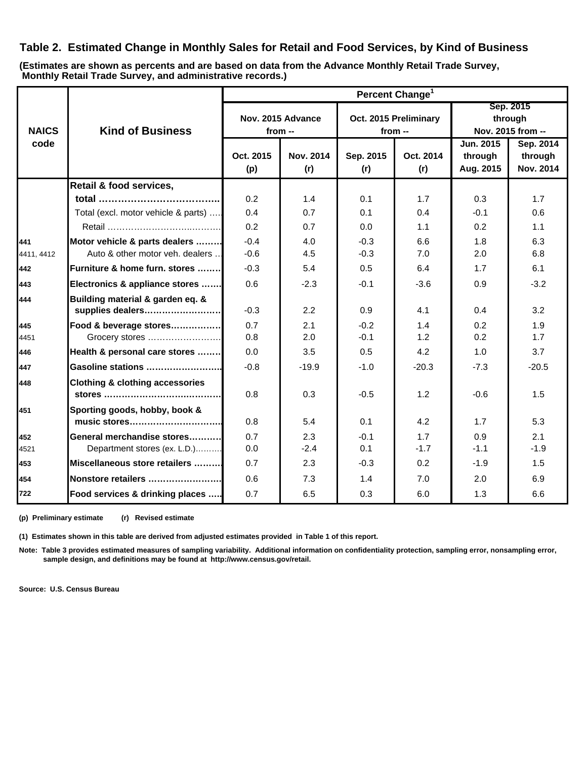## Table 2. Estimated Change in Monthly Sales for Retail and Food Services, by Kind of Business

**(Estimates are shown as percents and are based on data from the Advance Monthly Retail Trade Survey, Monthly Retail Trade Survey, and administrative records.)**

| NAICS code | Kind of Business | Percent Change[1] | | | | | |
|---|---|---|---|---|---|---|---|
| | | Nov. 2015 Advance from -- | | Oct. 2015 Preliminary from -- | | Sep. 2015 through Nov. 2015 from -- | |
| | | Oct. 2015 (p) | Nov. 2014 (r) | Sep. 2015 (r) | Oct. 2014 (r) | Jun. 2015 through Aug. 2015 | Sep. 2014 through Nov. 2014 |
| | **Retail & food services, total** | 0.2 | 1.4 | 0.1 | 1.7 | 0.3 | 1.7 |
| | Total (excl. motor vehicle & parts) | 0.4 | 0.7 | 0.1 | 0.4 | -0.1 | 0.6 |
| | Retail | 0.2 | 0.7 | 0.0 | 1.1 | 0.2 | 1.1 |
| 441 | **Motor vehicle & parts dealers** | -0.4 | 4.0 | -0.3 | 6.6 | 1.8 | 6.3 |
| 4411, 4412 | Auto & other motor veh. dealers | -0.6 | 4.5 | -0.3 | 7.0 | 2.0 | 6.8 |
| 442 | **Furniture & home furn. stores** | -0.3 | 5.4 | 0.5 | 6.4 | 1.7 | 6.1 |
| 443 | **Electronics & appliance stores** | 0.6 | -2.3 | -0.1 | -3.6 | 0.9 | -3.2 |
| 444 | **Building material & garden eq. & supplies dealers** | -0.3 | 2.2 | 0.9 | 4.1 | 0.4 | 3.2 |
| 445 | **Food & beverage stores** | 0.7 | 2.1 | -0.2 | 1.4 | 0.2 | 1.9 |
| 4451 | Grocery stores | 0.8 | 2.0 | -0.1 | 1.2 | 0.2 | 1.7 |
| 446 | **Health & personal care stores** | 0.0 | 3.5 | 0.5 | 4.2 | 1.0 | 3.7 |
| 447 | **Gasoline stations** | -0.8 | -19.9 | -1.0 | -20.3 | -7.3 | -20.5 |
| 448 | **Clothing & clothing accessories stores** | 0.8 | 0.3 | -0.5 | 1.2 | -0.6 | 1.5 |
| 451 | **Sporting goods, hobby, book & music stores** | 0.8 | 5.4 | 0.1 | 4.2 | 1.7 | 5.3 |
| 452 | **General merchandise stores** | 0.7 | 2.3 | -0.1 | 1.7 | 0.9 | 2.1 |
| 4521 | Department stores (ex. L.D.) | 0.0 | -2.4 | 0.1 | -1.7 | -1.1 | -1.9 |
| 453 | **Miscellaneous store retailers** | 0.7 | 2.3 | -0.3 | 0.2 | -1.9 | 1.5 |
| 454 | **Nonstore retailers** | 0.6 | 7.3 | 1.4 | 7.0 | 2.0 | 6.9 |
| 722 | **Food services & drinking places** | 0.7 | 6.5 | 0.3 | 6.0 | 1.3 | 6.6 |

**(p) Preliminary estimate (r) Revised estimate**

**(1) Estimates shown in this table are derived from adjusted estimates provided in Table 1 of this report.**

**Note: Table 3 provides estimated measures of sampling variability. Additional information on confidentiality protection, sampling error, nonsampling error, sample design, and definitions may be found at http://www.census.gov/retail.**

**Source: U.S. Census Bureau**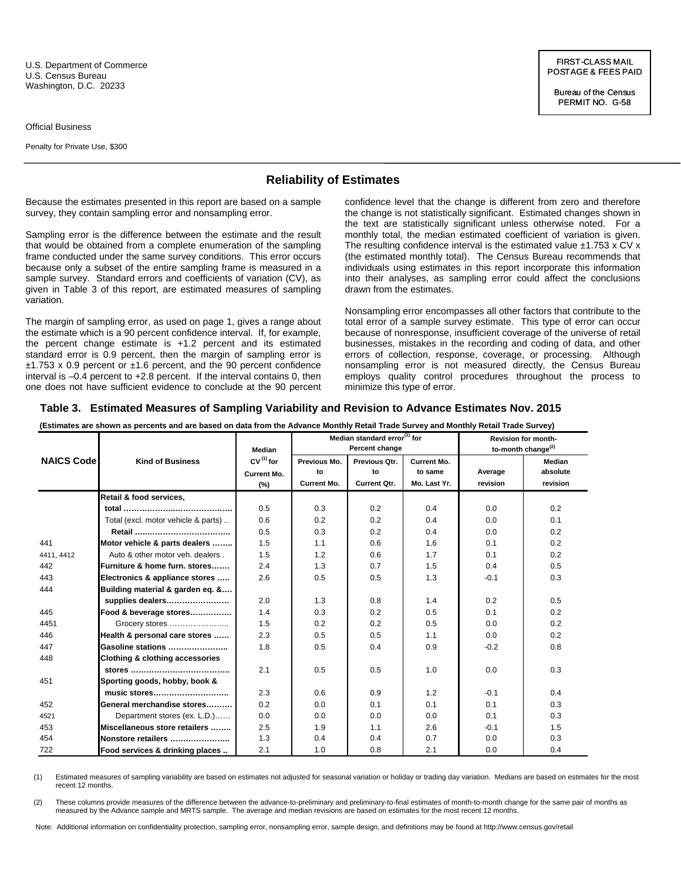U.S. Department of Commerce
U.S. Census Bureau
Washington, D.C. 20233

Official Business

Penalty for Private Use, $300

FIRST-CLASS MAIL
POSTAGE & FEES PAID

Bureau of the Census
PERMIT NO. G-58

## Reliability of Estimates

Because the estimates presented in this report are based on a sample survey, they contain sampling error and nonsampling error.

Sampling error is the difference between the estimate and the result that would be obtained from a complete enumeration of the sampling frame conducted under the same survey conditions. This error occurs because only a subset of the entire sampling frame is measured in a sample survey. Standard errors and coefficients of variation (CV), as given in Table 3 of this report, are estimated measures of sampling variation.

The margin of sampling error, as used on page 1, gives a range about the estimate which is a 90 percent confidence interval. If, for example, the percent change estimate is +1.2 percent and its estimated standard error is 0.9 percent, then the margin of sampling error is ±1.753 x 0.9 percent or ±1.6 percent, and the 90 percent confidence interval is –0.4 percent to +2.8 percent. If the interval contains 0, then one does not have sufficient evidence to conclude at the 90 percent confidence level that the change is different from zero and therefore the change is not statistically significant. Estimated changes shown in the text are statistically significant unless otherwise noted. For a monthly total, the median estimated coefficient of variation is given. The resulting confidence interval is the estimated value ±1.753 x CV x (the estimated monthly total). The Census Bureau recommends that individuals using estimates in this report incorporate this information into their analyses, as sampling error could affect the conclusions drawn from the estimates.

Nonsampling error encompasses all other factors that contribute to the total error of a sample survey estimate. This type of error can occur because of nonresponse, insufficient coverage of the universe of retail businesses, mistakes in the recording and coding of data, and other errors of collection, response, coverage, or processing. Although nonsampling error is not measured directly, the Census Bureau employs quality control procedures throughout the process to minimize this type of error.

### Table 3. Estimated Measures of Sampling Variability and Revision to Advance Estimates Nov. 2015

**(Estimates are shown as percents and are based on data from the Advance Monthly Retail Trade Survey and Monthly Retail Trade Survey)**

| NAICS Code | Kind of Business | Median CV [1] for Current Mo. (%) | Median standard error [1] for Percent change | | | Revision for month-to-month change [2] | |
|---|---|---|---|---|---|---|---|
| | | | Previous Mo. to Current Mo. | Previous Qtr. to Current Qtr. | Current Mo. to same Mo. Last Yr. | Average revision | Median absolute revision |
| | **Retail & food services, total** | 0.5 | 0.3 | 0.2 | 0.4 | 0.0 | 0.2 |
| | Total (excl. motor vehicle & parts) | 0.6 | 0.2 | 0.2 | 0.4 | 0.0 | 0.1 |
| | **Retail** | 0.5 | 0.3 | 0.2 | 0.4 | 0.0 | 0.2 |
| 441 | **Motor vehicle & parts dealers** | 1.5 | 1.1 | 0.6 | 1.6 | 0.1 | 0.2 |
| 4411, 4412 | Auto & other motor veh. dealers | 1.5 | 1.2 | 0.6 | 1.7 | 0.1 | 0.2 |
| 442 | **Furniture & home furn. stores** | 2.4 | 1.3 | 0.7 | 1.5 | 0.4 | 0.5 |
| 443 | **Electronics & appliance stores** | 2.6 | 0.5 | 0.5 | 1.3 | -0.1 | 0.3 |
| 444 | **Building material & garden eq. & supplies dealers** | 2.0 | 1.3 | 0.8 | 1.4 | 0.2 | 0.5 |
| 445 | **Food & beverage stores** | 1.4 | 0.3 | 0.2 | 0.5 | 0.1 | 0.2 |
| 4451 | Grocery stores | 1.5 | 0.2 | 0.2 | 0.5 | 0.0 | 0.2 |
| 446 | **Health & personal care stores** | 2.3 | 0.5 | 0.5 | 1.1 | 0.0 | 0.2 |
| 447 | **Gasoline stations** | 1.8 | 0.5 | 0.4 | 0.9 | -0.2 | 0.8 |
| 448 | **Clothing & clothing accessories stores** | 2.1 | 0.5 | 0.5 | 1.0 | 0.0 | 0.3 |
| 451 | **Sporting goods, hobby, book & music stores** | 2.3 | 0.6 | 0.9 | 1.2 | -0.1 | 0.4 |
| 452 | **General merchandise stores** | 0.2 | 0.0 | 0.1 | 0.1 | 0.1 | 0.3 |
| 4521 | Department stores (ex. L.D.) | 0.0 | 0.0 | 0.0 | 0.0 | 0.1 | 0.3 |
| 453 | **Miscellaneous store retailers** | 2.5 | 1.9 | 1.1 | 2.6 | -0.1 | 1.5 |
| 454 | **Nonstore retailers** | 1.3 | 0.4 | 0.4 | 0.7 | 0.0 | 0.3 |
| 722 | **Food services & drinking places** | 2.1 | 1.0 | 0.8 | 2.1 | 0.0 | 0.4 |

(1) Estimated measures of sampling variability are based on estimates not adjusted for seasonal variation or holiday or trading day variation. Medians are based on estimates for the most recent 12 months.

(2) These columns provide measures of the difference between the advance-to-preliminary and preliminary-to-final estimates of month-to-month change for the same pair of months as measured by the Advance sample and MRTS sample. The average and median revisions are based on estimates for the most recent 12 months.

Note: Additional information on confidentiality protection, sampling error, nonsampling error, sample design, and definitions may be found at http://www.census.gov/retail